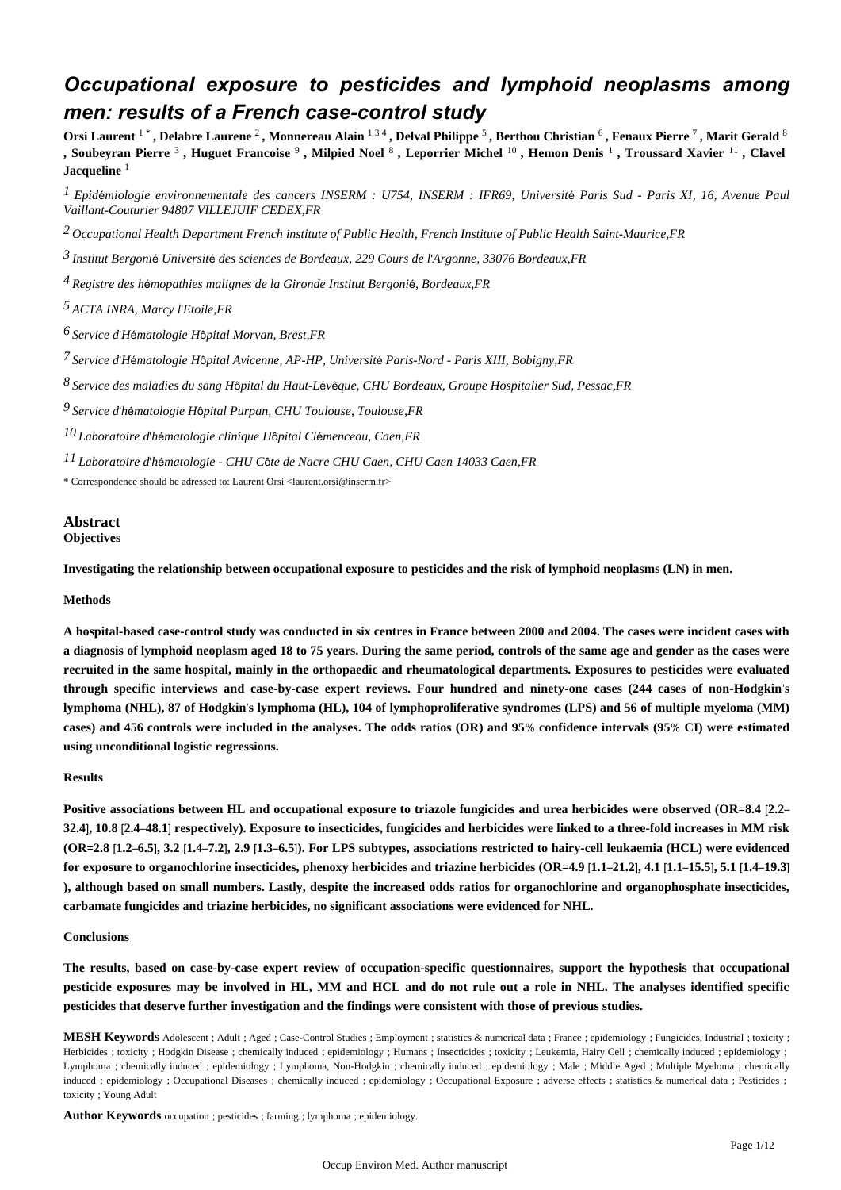# *Occupational exposure to pesticides and lymphoid neoplasms among men: results of a French case-control study*

**Orsi Laurent** [1 *] **, Delabre Laurene** [2] **, Monnereau Alain** [1 3 4] **, Delval Philippe** [5] **, Berthou Christian** [6] **, Fenaux Pierre** [7] **, Marit Gerald** [8] **, Soubeyran Pierre** [3] **, Huguet Francoise** [9] **, Milpied Noel** [8] **, Leporrier Michel** [10] **, Hemon Denis** [1] **, Troussard Xavier** [11] **, Clavel Jacqueline** [1]

[1] *Epidémiologie environnementale des cancers INSERM : U754, INSERM : IFR69, Université Paris Sud - Paris XI, 16, Avenue Paul Vaillant-Couturier 94807 VILLEJUIF CEDEX,FR*

[2] *Occupational Health Department French institute of Public Health, French Institute of Public Health Saint-Maurice,FR*

[3] *Institut Bergonié Université des sciences de Bordeaux, 229 Cours de l'Argonne, 33076 Bordeaux,FR*

[4] *Registre des hémopathies malignes de la Gironde Institut Bergonié, Bordeaux,FR*

[5] *ACTA INRA, Marcy l'Etoile,FR*

[6] *Service d'Hématologie Hôpital Morvan, Brest,FR*

[7] *Service d'Hématologie Hôpital Avicenne, AP-HP, Université Paris-Nord - Paris XIII, Bobigny,FR*

[8] *Service des maladies du sang Hôpital du Haut-Lévêque, CHU Bordeaux, Groupe Hospitalier Sud, Pessac,FR*

[9] *Service d'hématologie Hôpital Purpan, CHU Toulouse, Toulouse,FR*

[10] *Laboratoire d'hématologie clinique Hôpital Clémenceau, Caen,FR*

[11] *Laboratoire d'hématologie - CHU Côte de Nacre CHU Caen, CHU Caen 14033 Caen,FR*

\* Correspondence should be adressed to: Laurent Orsi <laurent.orsi@inserm.fr>

## Abstract

### Objectives

**Investigating the relationship between occupational exposure to pesticides and the risk of lymphoid neoplasms (LN) in men.**

### Methods

**A hospital-based case-control study was conducted in six centres in France between 2000 and 2004. The cases were incident cases with a diagnosis of lymphoid neoplasm aged 18 to 75 years. During the same period, controls of the same age and gender as the cases were recruited in the same hospital, mainly in the orthopaedic and rheumatological departments. Exposures to pesticides were evaluated through specific interviews and case-by-case expert reviews. Four hundred and ninety-one cases (244 cases of non-Hodgkin's lymphoma (NHL), 87 of Hodgkin's lymphoma (HL), 104 of lymphoproliferative syndromes (LPS) and 56 of multiple myeloma (MM) cases) and 456 controls were included in the analyses. The odds ratios (OR) and 95% confidence intervals (95% CI) were estimated using unconditional logistic regressions.**

### Results

**Positive associations between HL and occupational exposure to triazole fungicides and urea herbicides were observed (OR=8.4 [2.2–32.4], 10.8 [2.4–48.1] respectively). Exposure to insecticides, fungicides and herbicides were linked to a three-fold increases in MM risk (OR=2.8 [1.2–6.5], 3.2 [1.4–7.2], 2.9 [1.3–6.5]). For LPS subtypes, associations restricted to hairy-cell leukaemia (HCL) were evidenced for exposure to organochlorine insecticides, phenoxy herbicides and triazine herbicides (OR=4.9 [1.1–21.2], 4.1 [1.1–15.5], 5.1 [1.4–19.3] ), although based on small numbers. Lastly, despite the increased odds ratios for organochlorine and organophosphate insecticides, carbamate fungicides and triazine herbicides, no significant associations were evidenced for NHL.**

### Conclusions

**The results, based on case-by-case expert review of occupation-specific questionnaires, support the hypothesis that occupational pesticide exposures may be involved in HL, MM and HCL and do not rule out a role in NHL. The analyses identified specific pesticides that deserve further investigation and the findings were consistent with those of previous studies.**

**MESH Keywords** Adolescent ; Adult ; Aged ; Case-Control Studies ; Employment ; statistics & numerical data ; France ; epidemiology ; Fungicides, Industrial ; toxicity ; Herbicides ; toxicity ; Hodgkin Disease ; chemically induced ; epidemiology ; Humans ; Insecticides ; toxicity ; Leukemia, Hairy Cell ; chemically induced ; epidemiology ; Lymphoma ; chemically induced ; epidemiology ; Lymphoma, Non-Hodgkin ; chemically induced ; epidemiology ; Male ; Middle Aged ; Multiple Myeloma ; chemically induced ; epidemiology ; Occupational Diseases ; chemically induced ; epidemiology ; Occupational Exposure ; adverse effects ; statistics & numerical data ; Pesticides ; toxicity ; Young Adult

**Author Keywords** occupation ; pesticides ; farming ; lymphoma ; epidemiology.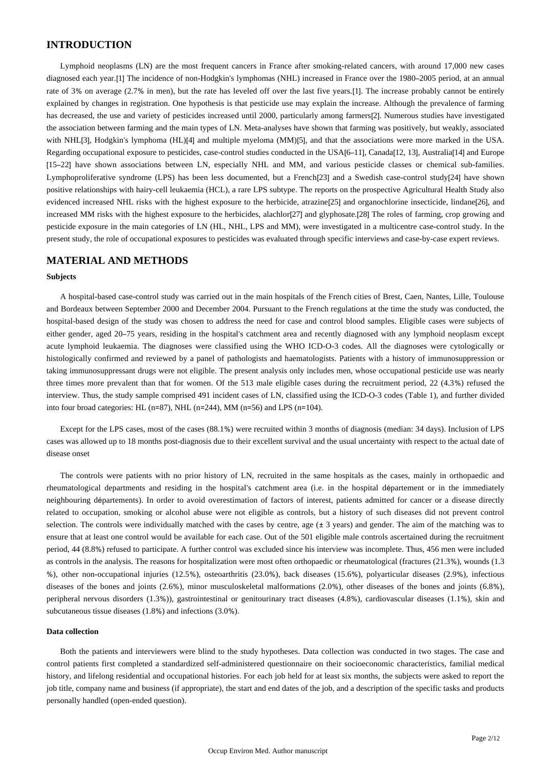## INTRODUCTION

Lymphoid neoplasms (LN) are the most frequent cancers in France after smoking-related cancers, with around 17,000 new cases diagnosed each year.[1] The incidence of non-Hodgkin's lymphomas (NHL) increased in France over the 1980–2005 period, at an annual rate of 3% on average (2.7% in men), but the rate has leveled off over the last five years.[1]. The increase probably cannot be entirely explained by changes in registration. One hypothesis is that pesticide use may explain the increase. Although the prevalence of farming has decreased, the use and variety of pesticides increased until 2000, particularly among farmers[2]. Numerous studies have investigated the association between farming and the main types of LN. Meta-analyses have shown that farming was positively, but weakly, associated with NHL[3], Hodgkin's lymphoma (HL)[4] and multiple myeloma (MM)[5], and that the associations were more marked in the USA. Regarding occupational exposure to pesticides, case-control studies conducted in the USA[6–11], Canada[12, 13], Australia[14] and Europe [15–22] have shown associations between LN, especially NHL and MM, and various pesticide classes or chemical sub-families. Lymphoproliferative syndrome (LPS) has been less documented, but a French[23] and a Swedish case-control study[24] have shown positive relationships with hairy-cell leukaemia (HCL), a rare LPS subtype. The reports on the prospective Agricultural Health Study also evidenced increased NHL risks with the highest exposure to the herbicide, atrazine[25] and organochlorine insecticide, lindane[26], and increased MM risks with the highest exposure to the herbicides, alachlor[27] and glyphosate.[28] The roles of farming, crop growing and pesticide exposure in the main categories of LN (HL, NHL, LPS and MM), were investigated in a multicentre case-control study. In the present study, the role of occupational exposures to pesticides was evaluated through specific interviews and case-by-case expert reviews.

## MATERIAL AND METHODS

### Subjects

A hospital-based case-control study was carried out in the main hospitals of the French cities of Brest, Caen, Nantes, Lille, Toulouse and Bordeaux between September 2000 and December 2004. Pursuant to the French regulations at the time the study was conducted, the hospital-based design of the study was chosen to address the need for case and control blood samples. Eligible cases were subjects of either gender, aged 20–75 years, residing in the hospital's catchment area and recently diagnosed with any lymphoid neoplasm except acute lymphoid leukaemia. The diagnoses were classified using the WHO ICD-O-3 codes. All the diagnoses were cytologically or histologically confirmed and reviewed by a panel of pathologists and haematologists. Patients with a history of immunosuppression or taking immunosuppressant drugs were not eligible. The present analysis only includes men, whose occupational pesticide use was nearly three times more prevalent than that for women. Of the 513 male eligible cases during the recruitment period, 22 (4.3%) refused the interview. Thus, the study sample comprised 491 incident cases of LN, classified using the ICD-O-3 codes (Table 1), and further divided into four broad categories: HL (n=87), NHL (n=244), MM (n=56) and LPS (n=104).

Except for the LPS cases, most of the cases (88.1%) were recruited within 3 months of diagnosis (median: 34 days). Inclusion of LPS cases was allowed up to 18 months post-diagnosis due to their excellent survival and the usual uncertainty with respect to the actual date of disease onset

The controls were patients with no prior history of LN, recruited in the same hospitals as the cases, mainly in orthopaedic and rheumatological departments and residing in the hospital's catchment area (i.e. in the hospital département or in the immediately neighbouring départements). In order to avoid overestimation of factors of interest, patients admitted for cancer or a disease directly related to occupation, smoking or alcohol abuse were not eligible as controls, but a history of such diseases did not prevent control selection. The controls were individually matched with the cases by centre, age (± 3 years) and gender. The aim of the matching was to ensure that at least one control would be available for each case. Out of the 501 eligible male controls ascertained during the recruitment period, 44 (8.8%) refused to participate. A further control was excluded since his interview was incomplete. Thus, 456 men were included as controls in the analysis. The reasons for hospitalization were most often orthopaedic or rheumatological (fractures (21.3%), wounds (1.3 %), other non-occupational injuries (12.5%), osteoarthritis (23.0%), back diseases (15.6%), polyarticular diseases (2.9%), infectious diseases of the bones and joints (2.6%), minor musculoskeletal malformations (2.0%), other diseases of the bones and joints (6.8%), peripheral nervous disorders (1.3%)), gastrointestinal or genitourinary tract diseases (4.8%), cardiovascular diseases (1.1%), skin and subcutaneous tissue diseases (1.8%) and infections (3.0%).

### Data collection

Both the patients and interviewers were blind to the study hypotheses. Data collection was conducted in two stages. The case and control patients first completed a standardized self-administered questionnaire on their socioeconomic characteristics, familial medical history, and lifelong residential and occupational histories. For each job held for at least six months, the subjects were asked to report the job title, company name and business (if appropriate), the start and end dates of the job, and a description of the specific tasks and products personally handled (open-ended question).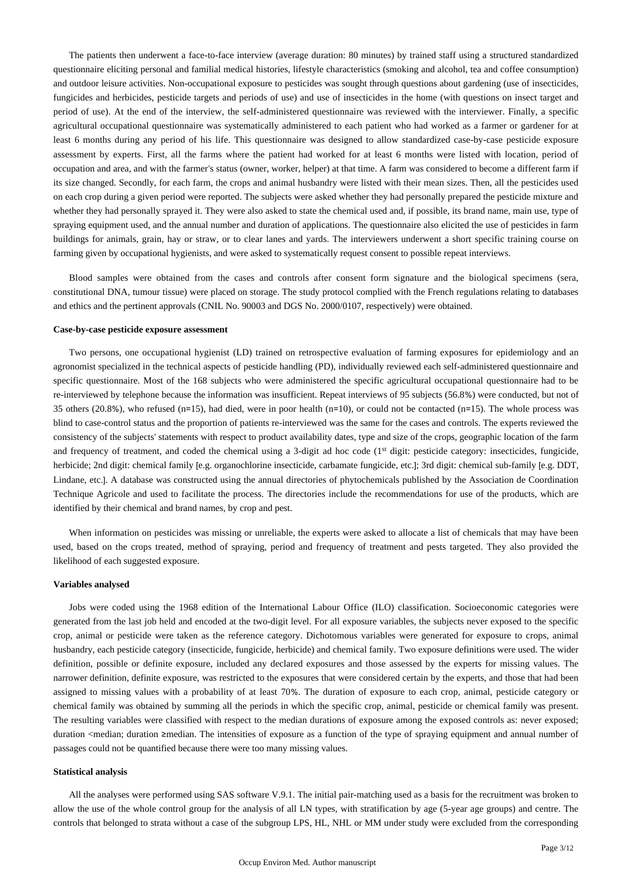The patients then underwent a face-to-face interview (average duration: 80 minutes) by trained staff using a structured standardized questionnaire eliciting personal and familial medical histories, lifestyle characteristics (smoking and alcohol, tea and coffee consumption) and outdoor leisure activities. Non-occupational exposure to pesticides was sought through questions about gardening (use of insecticides, fungicides and herbicides, pesticide targets and periods of use) and use of insecticides in the home (with questions on insect target and period of use). At the end of the interview, the self-administered questionnaire was reviewed with the interviewer. Finally, a specific agricultural occupational questionnaire was systematically administered to each patient who had worked as a farmer or gardener for at least 6 months during any period of his life. This questionnaire was designed to allow standardized case-by-case pesticide exposure assessment by experts. First, all the farms where the patient had worked for at least 6 months were listed with location, period of occupation and area, and with the farmer's status (owner, worker, helper) at that time. A farm was considered to become a different farm if its size changed. Secondly, for each farm, the crops and animal husbandry were listed with their mean sizes. Then, all the pesticides used on each crop during a given period were reported. The subjects were asked whether they had personally prepared the pesticide mixture and whether they had personally sprayed it. They were also asked to state the chemical used and, if possible, its brand name, main use, type of spraying equipment used, and the annual number and duration of applications. The questionnaire also elicited the use of pesticides in farm buildings for animals, grain, hay or straw, or to clear lanes and yards. The interviewers underwent a short specific training course on farming given by occupational hygienists, and were asked to systematically request consent to possible repeat interviews.

Blood samples were obtained from the cases and controls after consent form signature and the biological specimens (sera, constitutional DNA, tumour tissue) were placed on storage. The study protocol complied with the French regulations relating to databases and ethics and the pertinent approvals (CNIL No. 90003 and DGS No. 2000/0107, respectively) were obtained.

### Case-by-case pesticide exposure assessment

Two persons, one occupational hygienist (LD) trained on retrospective evaluation of farming exposures for epidemiology and an agronomist specialized in the technical aspects of pesticide handling (PD), individually reviewed each self-administered questionnaire and specific questionnaire. Most of the 168 subjects who were administered the specific agricultural occupational questionnaire had to be re-interviewed by telephone because the information was insufficient. Repeat interviews of 95 subjects (56.8%) were conducted, but not of 35 others (20.8%), who refused (n=15), had died, were in poor health (n=10), or could not be contacted (n=15). The whole process was blind to case-control status and the proportion of patients re-interviewed was the same for the cases and controls. The experts reviewed the consistency of the subjects' statements with respect to product availability dates, type and size of the crops, geographic location of the farm and frequency of treatment, and coded the chemical using a 3-digit ad hoc code (1st digit: pesticide category: insecticides, fungicide, herbicide; 2nd digit: chemical family [e.g. organochlorine insecticide, carbamate fungicide, etc.]; 3rd digit: chemical sub-family [e.g. DDT, Lindane, etc.]. A database was constructed using the annual directories of phytochemicals published by the Association de Coordination Technique Agricole and used to facilitate the process. The directories include the recommendations for use of the products, which are identified by their chemical and brand names, by crop and pest.

When information on pesticides was missing or unreliable, the experts were asked to allocate a list of chemicals that may have been used, based on the crops treated, method of spraying, period and frequency of treatment and pests targeted. They also provided the likelihood of each suggested exposure.

### Variables analysed

Jobs were coded using the 1968 edition of the International Labour Office (ILO) classification. Socioeconomic categories were generated from the last job held and encoded at the two-digit level. For all exposure variables, the subjects never exposed to the specific crop, animal or pesticide were taken as the reference category. Dichotomous variables were generated for exposure to crops, animal husbandry, each pesticide category (insecticide, fungicide, herbicide) and chemical family. Two exposure definitions were used. The wider definition, possible or definite exposure, included any declared exposures and those assessed by the experts for missing values. The narrower definition, definite exposure, was restricted to the exposures that were considered certain by the experts, and those that had been assigned to missing values with a probability of at least 70%. The duration of exposure to each crop, animal, pesticide category or chemical family was obtained by summing all the periods in which the specific crop, animal, pesticide or chemical family was present. The resulting variables were classified with respect to the median durations of exposure among the exposed controls as: never exposed; duration <median; duration ≥median. The intensities of exposure as a function of the type of spraying equipment and annual number of passages could not be quantified because there were too many missing values.

### Statistical analysis

All the analyses were performed using SAS software V.9.1. The initial pair-matching used as a basis for the recruitment was broken to allow the use of the whole control group for the analysis of all LN types, with stratification by age (5-year age groups) and centre. The controls that belonged to strata without a case of the subgroup LPS, HL, NHL or MM under study were excluded from the corresponding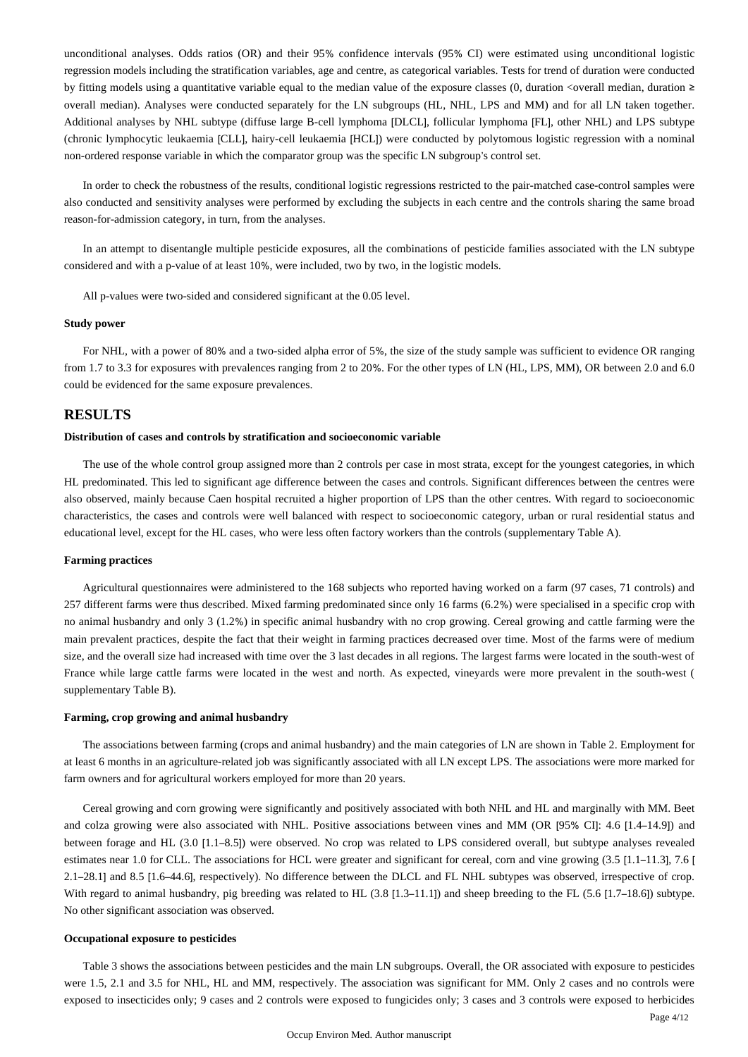unconditional analyses. Odds ratios (OR) and their 95% confidence intervals (95% CI) were estimated using unconditional logistic regression models including the stratification variables, age and centre, as categorical variables. Tests for trend of duration were conducted by fitting models using a quantitative variable equal to the median value of the exposure classes (0, duration <overall median, duration ≥ overall median). Analyses were conducted separately for the LN subgroups (HL, NHL, LPS and MM) and for all LN taken together. Additional analyses by NHL subtype (diffuse large B-cell lymphoma [DLCL], follicular lymphoma [FL], other NHL) and LPS subtype (chronic lymphocytic leukaemia [CLL], hairy-cell leukaemia [HCL]) were conducted by polytomous logistic regression with a nominal non-ordered response variable in which the comparator group was the specific LN subgroup's control set.

In order to check the robustness of the results, conditional logistic regressions restricted to the pair-matched case-control samples were also conducted and sensitivity analyses were performed by excluding the subjects in each centre and the controls sharing the same broad reason-for-admission category, in turn, from the analyses.

In an attempt to disentangle multiple pesticide exposures, all the combinations of pesticide families associated with the LN subtype considered and with a p-value of at least 10%, were included, two by two, in the logistic models.

All p-values were two-sided and considered significant at the 0.05 level.

#### Study power

For NHL, with a power of 80% and a two-sided alpha error of 5%, the size of the study sample was sufficient to evidence OR ranging from 1.7 to 3.3 for exposures with prevalences ranging from 2 to 20%. For the other types of LN (HL, LPS, MM), OR between 2.0 and 6.0 could be evidenced for the same exposure prevalences.

## RESULTS

#### Distribution of cases and controls by stratification and socioeconomic variable

The use of the whole control group assigned more than 2 controls per case in most strata, except for the youngest categories, in which HL predominated. This led to significant age difference between the cases and controls. Significant differences between the centres were also observed, mainly because Caen hospital recruited a higher proportion of LPS than the other centres. With regard to socioeconomic characteristics, the cases and controls were well balanced with respect to socioeconomic category, urban or rural residential status and educational level, except for the HL cases, who were less often factory workers than the controls (supplementary Table A).

#### Farming practices

Agricultural questionnaires were administered to the 168 subjects who reported having worked on a farm (97 cases, 71 controls) and 257 different farms were thus described. Mixed farming predominated since only 16 farms (6.2%) were specialised in a specific crop with no animal husbandry and only 3 (1.2%) in specific animal husbandry with no crop growing. Cereal growing and cattle farming were the main prevalent practices, despite the fact that their weight in farming practices decreased over time. Most of the farms were of medium size, and the overall size had increased with time over the 3 last decades in all regions. The largest farms were located in the south-west of France while large cattle farms were located in the west and north. As expected, vineyards were more prevalent in the south-west ( supplementary Table B).

#### Farming, crop growing and animal husbandry

The associations between farming (crops and animal husbandry) and the main categories of LN are shown in Table 2. Employment for at least 6 months in an agriculture-related job was significantly associated with all LN except LPS. The associations were more marked for farm owners and for agricultural workers employed for more than 20 years.

Cereal growing and corn growing were significantly and positively associated with both NHL and HL and marginally with MM. Beet and colza growing were also associated with NHL. Positive associations between vines and MM (OR [95% CI]: 4.6 [1.4–14.9]) and between forage and HL (3.0 [1.1–8.5]) were observed. No crop was related to LPS considered overall, but subtype analyses revealed estimates near 1.0 for CLL. The associations for HCL were greater and significant for cereal, corn and vine growing (3.5 [1.1–11.3], 7.6 [ 2.1–28.1] and 8.5 [1.6–44.6], respectively). No difference between the DLCL and FL NHL subtypes was observed, irrespective of crop. With regard to animal husbandry, pig breeding was related to HL (3.8 [1.3–11.1]) and sheep breeding to the FL (5.6 [1.7–18.6]) subtype. No other significant association was observed.

#### Occupational exposure to pesticides

Table 3 shows the associations between pesticides and the main LN subgroups. Overall, the OR associated with exposure to pesticides were 1.5, 2.1 and 3.5 for NHL, HL and MM, respectively. The association was significant for MM. Only 2 cases and no controls were exposed to insecticides only; 9 cases and 2 controls were exposed to fungicides only; 3 cases and 3 controls were exposed to herbicides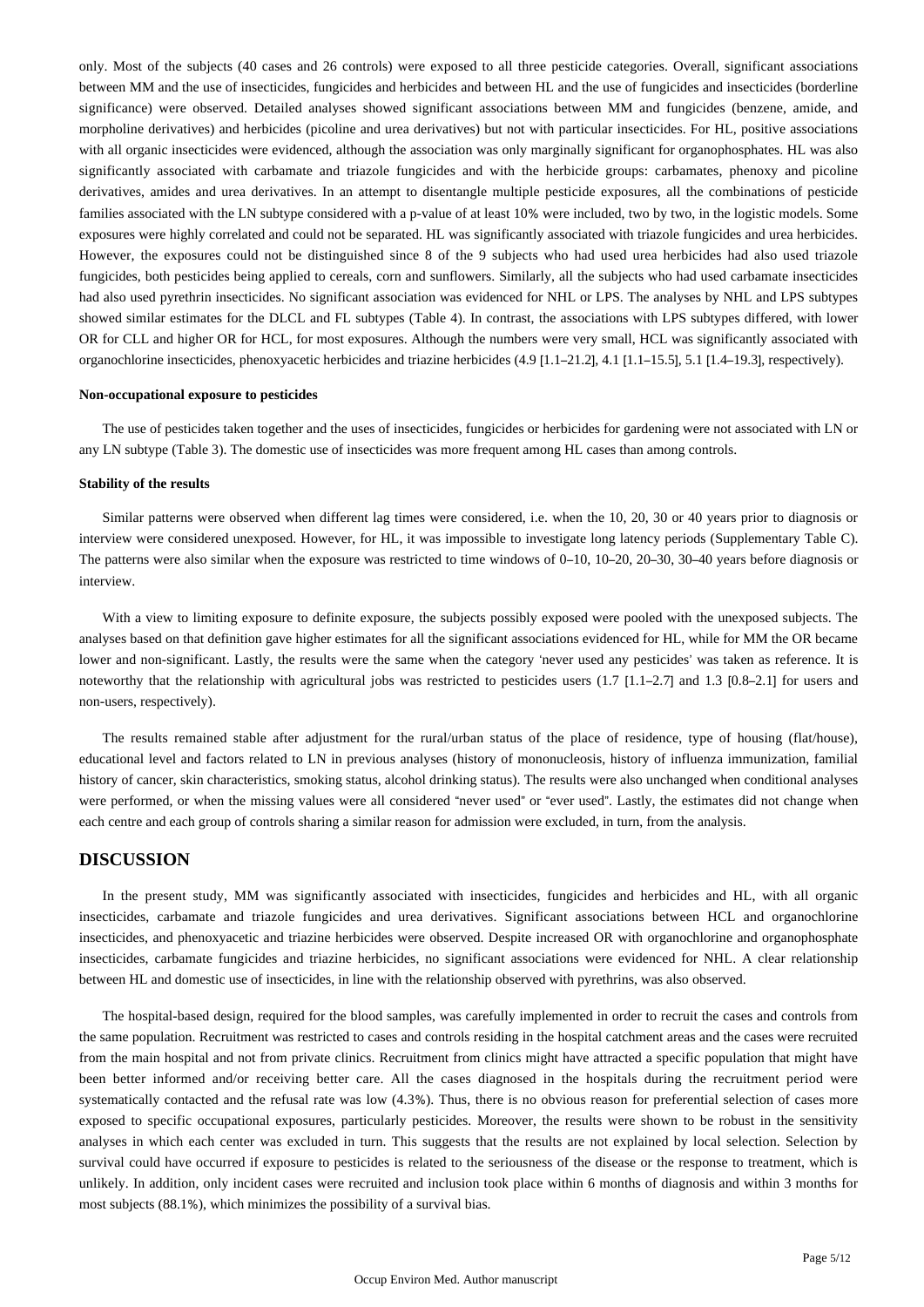only. Most of the subjects (40 cases and 26 controls) were exposed to all three pesticide categories. Overall, significant associations between MM and the use of insecticides, fungicides and herbicides and between HL and the use of fungicides and insecticides (borderline significance) were observed. Detailed analyses showed significant associations between MM and fungicides (benzene, amide, and morpholine derivatives) and herbicides (picoline and urea derivatives) but not with particular insecticides. For HL, positive associations with all organic insecticides were evidenced, although the association was only marginally significant for organophosphates. HL was also significantly associated with carbamate and triazole fungicides and with the herbicide groups: carbamates, phenoxy and picoline derivatives, amides and urea derivatives. In an attempt to disentangle multiple pesticide exposures, all the combinations of pesticide families associated with the LN subtype considered with a p-value of at least 10% were included, two by two, in the logistic models. Some exposures were highly correlated and could not be separated. HL was significantly associated with triazole fungicides and urea herbicides. However, the exposures could not be distinguished since 8 of the 9 subjects who had used urea herbicides had also used triazole fungicides, both pesticides being applied to cereals, corn and sunflowers. Similarly, all the subjects who had used carbamate insecticides had also used pyrethrin insecticides. No significant association was evidenced for NHL or LPS. The analyses by NHL and LPS subtypes showed similar estimates for the DLCL and FL subtypes (Table 4). In contrast, the associations with LPS subtypes differed, with lower OR for CLL and higher OR for HCL, for most exposures. Although the numbers were very small, HCL was significantly associated with organochlorine insecticides, phenoxyacetic herbicides and triazine herbicides (4.9 [1.1–21.2], 4.1 [1.1–15.5], 5.1 [1.4–19.3], respectively).

#### Non-occupational exposure to pesticides

The use of pesticides taken together and the uses of insecticides, fungicides or herbicides for gardening were not associated with LN or any LN subtype (Table 3). The domestic use of insecticides was more frequent among HL cases than among controls.

#### Stability of the results

Similar patterns were observed when different lag times were considered, i.e. when the 10, 20, 30 or 40 years prior to diagnosis or interview were considered unexposed. However, for HL, it was impossible to investigate long latency periods (Supplementary Table C). The patterns were also similar when the exposure was restricted to time windows of 0–10, 10–20, 20–30, 30–40 years before diagnosis or interview.

With a view to limiting exposure to definite exposure, the subjects possibly exposed were pooled with the unexposed subjects. The analyses based on that definition gave higher estimates for all the significant associations evidenced for HL, while for MM the OR became lower and non-significant. Lastly, the results were the same when the category 'never used any pesticides' was taken as reference. It is noteworthy that the relationship with agricultural jobs was restricted to pesticides users (1.7 [1.1–2.7] and 1.3 [0.8–2.1] for users and non-users, respectively).

The results remained stable after adjustment for the rural/urban status of the place of residence, type of housing (flat/house), educational level and factors related to LN in previous analyses (history of mononucleosis, history of influenza immunization, familial history of cancer, skin characteristics, smoking status, alcohol drinking status). The results were also unchanged when conditional analyses were performed, or when the missing values were all considered "never used" or "ever used". Lastly, the estimates did not change when each centre and each group of controls sharing a similar reason for admission were excluded, in turn, from the analysis.

## DISCUSSION

In the present study, MM was significantly associated with insecticides, fungicides and herbicides and HL, with all organic insecticides, carbamate and triazole fungicides and urea derivatives. Significant associations between HCL and organochlorine insecticides, and phenoxyacetic and triazine herbicides were observed. Despite increased OR with organochlorine and organophosphate insecticides, carbamate fungicides and triazine herbicides, no significant associations were evidenced for NHL. A clear relationship between HL and domestic use of insecticides, in line with the relationship observed with pyrethrins, was also observed.

The hospital-based design, required for the blood samples, was carefully implemented in order to recruit the cases and controls from the same population. Recruitment was restricted to cases and controls residing in the hospital catchment areas and the cases were recruited from the main hospital and not from private clinics. Recruitment from clinics might have attracted a specific population that might have been better informed and/or receiving better care. All the cases diagnosed in the hospitals during the recruitment period were systematically contacted and the refusal rate was low (4.3%). Thus, there is no obvious reason for preferential selection of cases more exposed to specific occupational exposures, particularly pesticides. Moreover, the results were shown to be robust in the sensitivity analyses in which each center was excluded in turn. This suggests that the results are not explained by local selection. Selection by survival could have occurred if exposure to pesticides is related to the seriousness of the disease or the response to treatment, which is unlikely. In addition, only incident cases were recruited and inclusion took place within 6 months of diagnosis and within 3 months for most subjects (88.1%), which minimizes the possibility of a survival bias.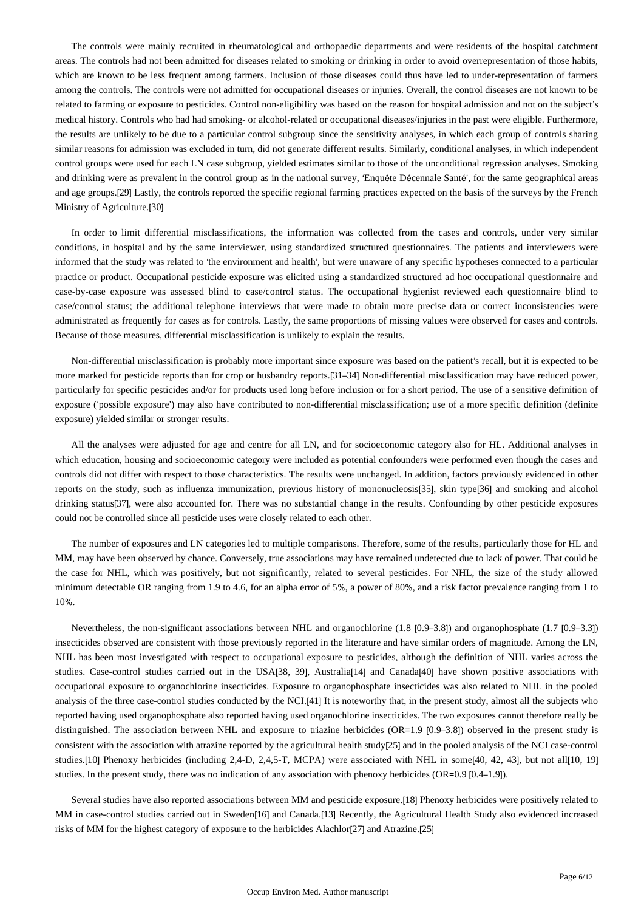The controls were mainly recruited in rheumatological and orthopaedic departments and were residents of the hospital catchment areas. The controls had not been admitted for diseases related to smoking or drinking in order to avoid overrepresentation of those habits, which are known to be less frequent among farmers. Inclusion of those diseases could thus have led to under-representation of farmers among the controls. The controls were not admitted for occupational diseases or injuries. Overall, the control diseases are not known to be related to farming or exposure to pesticides. Control non-eligibility was based on the reason for hospital admission and not on the subject's medical history. Controls who had had smoking- or alcohol-related or occupational diseases/injuries in the past were eligible. Furthermore, the results are unlikely to be due to a particular control subgroup since the sensitivity analyses, in which each group of controls sharing similar reasons for admission was excluded in turn, did not generate different results. Similarly, conditional analyses, in which independent control groups were used for each LN case subgroup, yielded estimates similar to those of the unconditional regression analyses. Smoking and drinking were as prevalent in the control group as in the national survey, 'Enquête Décennale Santé', for the same geographical areas and age groups.[29] Lastly, the controls reported the specific regional farming practices expected on the basis of the surveys by the French Ministry of Agriculture.[30]

In order to limit differential misclassifications, the information was collected from the cases and controls, under very similar conditions, in hospital and by the same interviewer, using standardized structured questionnaires. The patients and interviewers were informed that the study was related to 'the environment and health', but were unaware of any specific hypotheses connected to a particular practice or product. Occupational pesticide exposure was elicited using a standardized structured ad hoc occupational questionnaire and case-by-case exposure was assessed blind to case/control status. The occupational hygienist reviewed each questionnaire blind to case/control status; the additional telephone interviews that were made to obtain more precise data or correct inconsistencies were administrated as frequently for cases as for controls. Lastly, the same proportions of missing values were observed for cases and controls. Because of those measures, differential misclassification is unlikely to explain the results.

Non-differential misclassification is probably more important since exposure was based on the patient's recall, but it is expected to be more marked for pesticide reports than for crop or husbandry reports.[31–34] Non-differential misclassification may have reduced power, particularly for specific pesticides and/or for products used long before inclusion or for a short period. The use of a sensitive definition of exposure ('possible exposure') may also have contributed to non-differential misclassification; use of a more specific definition (definite exposure) yielded similar or stronger results.

All the analyses were adjusted for age and centre for all LN, and for socioeconomic category also for HL. Additional analyses in which education, housing and socioeconomic category were included as potential confounders were performed even though the cases and controls did not differ with respect to those characteristics. The results were unchanged. In addition, factors previously evidenced in other reports on the study, such as influenza immunization, previous history of mononucleosis[35], skin type[36] and smoking and alcohol drinking status[37], were also accounted for. There was no substantial change in the results. Confounding by other pesticide exposures could not be controlled since all pesticide uses were closely related to each other.

The number of exposures and LN categories led to multiple comparisons. Therefore, some of the results, particularly those for HL and MM, may have been observed by chance. Conversely, true associations may have remained undetected due to lack of power. That could be the case for NHL, which was positively, but not significantly, related to several pesticides. For NHL, the size of the study allowed minimum detectable OR ranging from 1.9 to 4.6, for an alpha error of 5%, a power of 80%, and a risk factor prevalence ranging from 1 to 10%.

Nevertheless, the non-significant associations between NHL and organochlorine (1.8 [0.9–3.8]) and organophosphate (1.7 [0.9–3.3]) insecticides observed are consistent with those previously reported in the literature and have similar orders of magnitude. Among the LN, NHL has been most investigated with respect to occupational exposure to pesticides, although the definition of NHL varies across the studies. Case-control studies carried out in the USA[38, 39], Australia[14] and Canada[40] have shown positive associations with occupational exposure to organochlorine insecticides. Exposure to organophosphate insecticides was also related to NHL in the pooled analysis of the three case-control studies conducted by the NCI.[41] It is noteworthy that, in the present study, almost all the subjects who reported having used organophosphate also reported having used organochlorine insecticides. The two exposures cannot therefore really be distinguished. The association between NHL and exposure to triazine herbicides (OR=1.9 [0.9–3.8]) observed in the present study is consistent with the association with atrazine reported by the agricultural health study[25] and in the pooled analysis of the NCI case-control studies.[10] Phenoxy herbicides (including 2,4-D, 2,4,5-T, MCPA) were associated with NHL in some[40, 42, 43], but not all[10, 19] studies. In the present study, there was no indication of any association with phenoxy herbicides (OR=0.9 [0.4–1.9]).

Several studies have also reported associations between MM and pesticide exposure.[18] Phenoxy herbicides were positively related to MM in case-control studies carried out in Sweden[16] and Canada.[13] Recently, the Agricultural Health Study also evidenced increased risks of MM for the highest category of exposure to the herbicides Alachlor[27] and Atrazine.[25]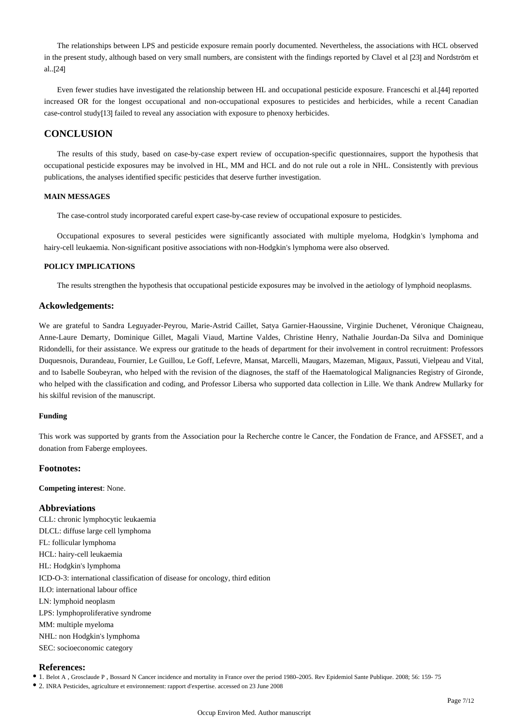The relationships between LPS and pesticide exposure remain poorly documented. Nevertheless, the associations with HCL observed in the present study, although based on very small numbers, are consistent with the findings reported by Clavel et al [23] and Nordström et al..[24]

Even fewer studies have investigated the relationship between HL and occupational pesticide exposure. Franceschi et al.[44] reported increased OR for the longest occupational and non-occupational exposures to pesticides and herbicides, while a recent Canadian case-control study[13] failed to reveal any association with exposure to phenoxy herbicides.

## CONCLUSION

The results of this study, based on case-by-case expert review of occupation-specific questionnaires, support the hypothesis that occupational pesticide exposures may be involved in HL, MM and HCL and do not rule out a role in NHL. Consistently with previous publications, the analyses identified specific pesticides that deserve further investigation.

### MAIN MESSAGES

The case-control study incorporated careful expert case-by-case review of occupational exposure to pesticides.

Occupational exposures to several pesticides were significantly associated with multiple myeloma, Hodgkin's lymphoma and hairy-cell leukaemia. Non-significant positive associations with non-Hodgkin's lymphoma were also observed.

### POLICY IMPLICATIONS

The results strengthen the hypothesis that occupational pesticide exposures may be involved in the aetiology of lymphoid neoplasms.

## Ackowledgements:

We are grateful to Sandra Leguyader-Peyrou, Marie-Astrid Caillet, Satya Garnier-Haoussine, Virginie Duchenet, Véronique Chaigneau, Anne-Laure Demarty, Dominique Gillet, Magali Viaud, Martine Valdes, Christine Henry, Nathalie Jourdan-Da Silva and Dominique Ridondelli, for their assistance. We express our gratitude to the heads of department for their involvement in control recruitment: Professors Duquesnois, Durandeau, Fournier, Le Guillou, Le Goff, Lefevre, Mansat, Marcelli, Maugars, Mazeman, Migaux, Passuti, Vielpeau and Vital, and to Isabelle Soubeyran, who helped with the revision of the diagnoses, the staff of the Haematological Malignancies Registry of Gironde, who helped with the classification and coding, and Professor Libersa who supported data collection in Lille. We thank Andrew Mullarky for his skilful revision of the manuscript.

### Funding

This work was supported by grants from the Association pour la Recherche contre le Cancer, the Fondation de France, and AFSSET, and a donation from Faberge employees.

## Footnotes:

**Competing interest**: None.

## Abbreviations

CLL: chronic lymphocytic leukaemia
DLCL: diffuse large cell lymphoma
FL: follicular lymphoma
HCL: hairy-cell leukaemia
HL: Hodgkin's lymphoma
ICD-O-3: international classification of disease for oncology, third edition
ILO: international labour office
LN: lymphoid neoplasm
LPS: lymphoproliferative syndrome
MM: multiple myeloma
NHL: non Hodgkin's lymphoma
SEC: socioeconomic category

## References:

- 1. Belot A , Grosclaude P , Bossard N Cancer incidence and mortality in France over the period 1980–2005. Rev Epidemiol Sante Publique. 2008; 56: 159- 75
- 2. INRA Pesticides, agriculture et environnement: rapport d'expertise. accessed on 23 June 2008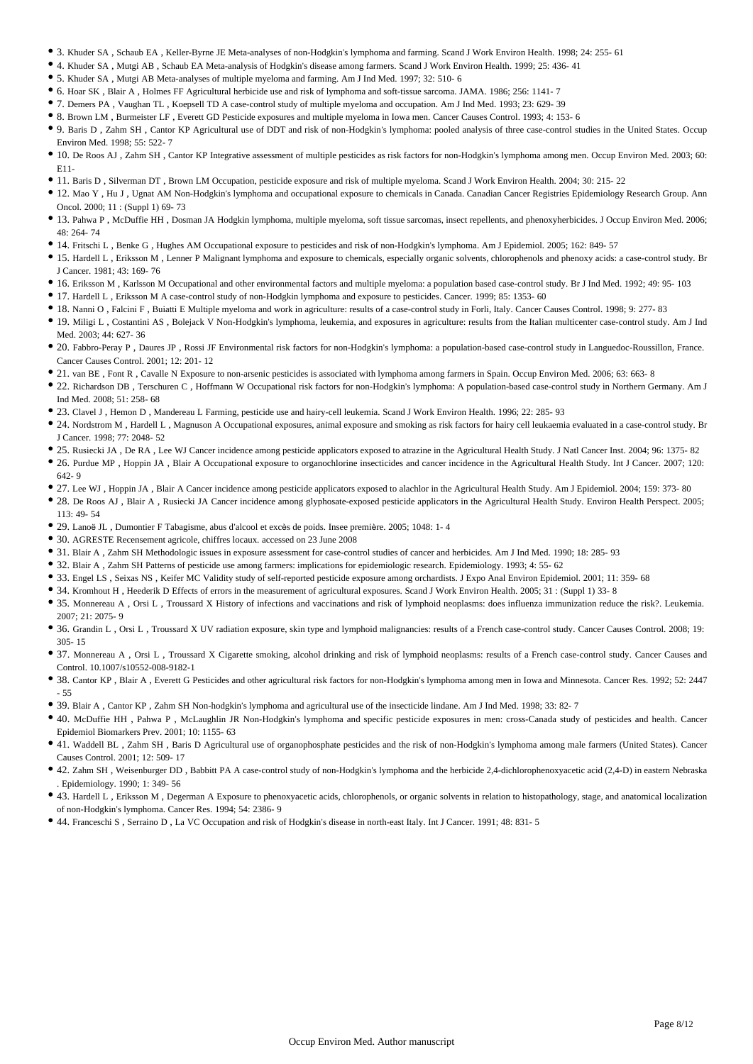- 3. Khuder SA , Schaub EA , Keller-Byrne JE Meta-analyses of non-Hodgkin's lymphoma and farming. Scand J Work Environ Health. 1998; 24: 255- 61
- 4. Khuder SA , Mutgi AB , Schaub EA Meta-analysis of Hodgkin's disease among farmers. Scand J Work Environ Health. 1999; 25: 436- 41
- 5. Khuder SA , Mutgi AB Meta-analyses of multiple myeloma and farming. Am J Ind Med. 1997; 32: 510- 6
- 6. Hoar SK , Blair A , Holmes FF Agricultural herbicide use and risk of lymphoma and soft-tissue sarcoma. JAMA. 1986; 256: 1141- 7
- 7. Demers PA , Vaughan TL , Koepsell TD A case-control study of multiple myeloma and occupation. Am J Ind Med. 1993; 23: 629- 39
- 8. Brown LM , Burmeister LF , Everett GD Pesticide exposures and multiple myeloma in Iowa men. Cancer Causes Control. 1993; 4: 153- 6
- 9. Baris D , Zahm SH , Cantor KP Agricultural use of DDT and risk of non-Hodgkin's lymphoma: pooled analysis of three case-control studies in the United States. Occup Environ Med. 1998; 55: 522- 7
- 10. De Roos AJ , Zahm SH , Cantor KP Integrative assessment of multiple pesticides as risk factors for non-Hodgkin's lymphoma among men. Occup Environ Med. 2003; 60: E11-
- 11. Baris D , Silverman DT , Brown LM Occupation, pesticide exposure and risk of multiple myeloma. Scand J Work Environ Health. 2004; 30: 215- 22
- 12. Mao Y , Hu J , Ugnat AM Non-Hodgkin's lymphoma and occupational exposure to chemicals in Canada. Canadian Cancer Registries Epidemiology Research Group. Ann Oncol. 2000; 11 : (Suppl 1) 69- 73
- 13. Pahwa P , McDuffie HH , Dosman JA Hodgkin lymphoma, multiple myeloma, soft tissue sarcomas, insect repellents, and phenoxyherbicides. J Occup Environ Med. 2006; 48: 264- 74
- 14. Fritschi L , Benke G , Hughes AM Occupational exposure to pesticides and risk of non-Hodgkin's lymphoma. Am J Epidemiol. 2005; 162: 849- 57
- 15. Hardell L , Eriksson M , Lenner P Malignant lymphoma and exposure to chemicals, especially organic solvents, chlorophenols and phenoxy acids: a case-control study. Br J Cancer. 1981; 43: 169- 76
- 16. Eriksson M , Karlsson M Occupational and other environmental factors and multiple myeloma: a population based case-control study. Br J Ind Med. 1992; 49: 95- 103
- 17. Hardell L , Eriksson M A case-control study of non-Hodgkin lymphoma and exposure to pesticides. Cancer. 1999; 85: 1353- 60
- 18. Nanni O , Falcini F , Buiatti E Multiple myeloma and work in agriculture: results of a case-control study in Forli, Italy. Cancer Causes Control. 1998; 9: 277- 83
- 19. Miligi L , Costantini AS , Bolejack V Non-Hodgkin's lymphoma, leukemia, and exposures in agriculture: results from the Italian multicenter case-control study. Am J Ind Med. 2003; 44: 627- 36
- 20. Fabbro-Peray P , Daures JP , Rossi JF Environmental risk factors for non-Hodgkin's lymphoma: a population-based case-control study in Languedoc-Roussillon, France. Cancer Causes Control. 2001; 12: 201- 12
- 21. van BE , Font R , Cavalle N Exposure to non-arsenic pesticides is associated with lymphoma among farmers in Spain. Occup Environ Med. 2006; 63: 663- 8
- 22. Richardson DB , Terschuren C , Hoffmann W Occupational risk factors for non-Hodgkin's lymphoma: A population-based case-control study in Northern Germany. Am J Ind Med. 2008; 51: 258- 68
- 23. Clavel J , Hemon D , Mandereau L Farming, pesticide use and hairy-cell leukemia. Scand J Work Environ Health. 1996; 22: 285- 93
- 24. Nordstrom M , Hardell L , Magnuson A Occupational exposures, animal exposure and smoking as risk factors for hairy cell leukaemia evaluated in a case-control study. Br J Cancer. 1998; 77: 2048- 52
- 25. Rusiecki JA , De RA , Lee WJ Cancer incidence among pesticide applicators exposed to atrazine in the Agricultural Health Study. J Natl Cancer Inst. 2004; 96: 1375- 82
- 26. Purdue MP , Hoppin JA , Blair A Occupational exposure to organochlorine insecticides and cancer incidence in the Agricultural Health Study. Int J Cancer. 2007; 120: 642- 9
- 27. Lee WJ , Hoppin JA , Blair A Cancer incidence among pesticide applicators exposed to alachlor in the Agricultural Health Study. Am J Epidemiol. 2004; 159: 373- 80
- 28. De Roos AJ , Blair A , Rusiecki JA Cancer incidence among glyphosate-exposed pesticide applicators in the Agricultural Health Study. Environ Health Perspect. 2005; 113: 49- 54
- 29. Lanoë JL , Dumontier F Tabagisme, abus d'alcool et excès de poids. Insee première. 2005; 1048: 1- 4
- 30. AGRESTE Recensement agricole, chiffres locaux. accessed on 23 June 2008
- 31. Blair A , Zahm SH Methodologic issues in exposure assessment for case-control studies of cancer and herbicides. Am J Ind Med. 1990; 18: 285- 93
- 32. Blair A , Zahm SH Patterns of pesticide use among farmers: implications for epidemiologic research. Epidemiology. 1993; 4: 55- 62
- 33. Engel LS , Seixas NS , Keifer MC Validity study of self-reported pesticide exposure among orchardists. J Expo Anal Environ Epidemiol. 2001; 11: 359- 68
- 34. Kromhout H , Heederik D Effects of errors in the measurement of agricultural exposures. Scand J Work Environ Health. 2005; 31 : (Suppl 1) 33- 8
- 35. Monnereau A , Orsi L , Troussard X History of infections and vaccinations and risk of lymphoid neoplasms: does influenza immunization reduce the risk?. Leukemia. 2007; 21: 2075- 9
- 36. Grandin L , Orsi L , Troussard X UV radiation exposure, skin type and lymphoid malignancies: results of a French case-control study. Cancer Causes Control. 2008; 19: 305- 15
- 37. Monnereau A , Orsi L , Troussard X Cigarette smoking, alcohol drinking and risk of lymphoid neoplasms: results of a French case-control study. Cancer Causes and Control. 10.1007/s10552-008-9182-1
- 38. Cantor KP , Blair A , Everett G Pesticides and other agricultural risk factors for non-Hodgkin's lymphoma among men in Iowa and Minnesota. Cancer Res. 1992; 52: 2447 - 55
- 39. Blair A , Cantor KP , Zahm SH Non-hodgkin's lymphoma and agricultural use of the insecticide lindane. Am J Ind Med. 1998; 33: 82- 7
- 40. McDuffie HH , Pahwa P , McLaughlin JR Non-Hodgkin's lymphoma and specific pesticide exposures in men: cross-Canada study of pesticides and health. Cancer Epidemiol Biomarkers Prev. 2001; 10: 1155- 63
- 41. Waddell BL , Zahm SH , Baris D Agricultural use of organophosphate pesticides and the risk of non-Hodgkin's lymphoma among male farmers (United States). Cancer Causes Control. 2001; 12: 509- 17
- 42. Zahm SH , Weisenburger DD , Babbitt PA A case-control study of non-Hodgkin's lymphoma and the herbicide 2,4-dichlorophenoxyacetic acid (2,4-D) in eastern Nebraska . Epidemiology. 1990; 1: 349- 56
- 43. Hardell L , Eriksson M , Degerman A Exposure to phenoxyacetic acids, chlorophenols, or organic solvents in relation to histopathology, stage, and anatomical localization of non-Hodgkin's lymphoma. Cancer Res. 1994; 54: 2386- 9
- 44. Franceschi S , Serraino D , La VC Occupation and risk of Hodgkin's disease in north-east Italy. Int J Cancer. 1991; 48: 831- 5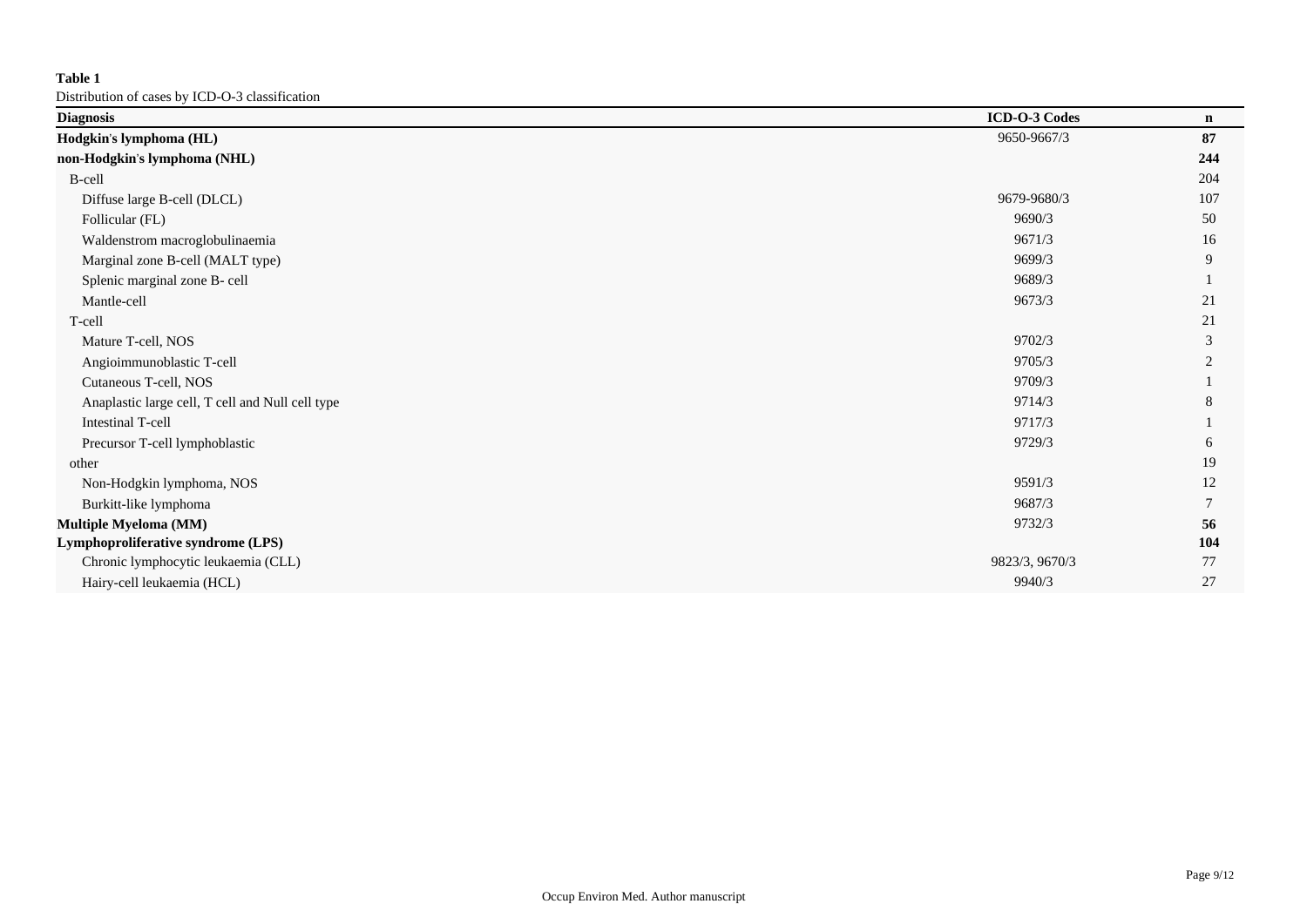**Table 1**

Distribution of cases by ICD-O-3 classification

| Diagnosis | ICD-O-3 Codes | n |
|---|---|---|
| **Hodgkin's lymphoma (HL)** | 9650-9667/3 | **87** |
| **non-Hodgkin's lymphoma (NHL)** | | **244** |
| B-cell | | 204 |
| Diffuse large B-cell (DLCL) | 9679-9680/3 | 107 |
| Follicular (FL) | 9690/3 | 50 |
| Waldenstrom macroglobulinaemia | 9671/3 | 16 |
| Marginal zone B-cell (MALT type) | 9699/3 | 9 |
| Splenic marginal zone B- cell | 9689/3 | 1 |
| Mantle-cell | 9673/3 | 21 |
| T-cell | | 21 |
| Mature T-cell, NOS | 9702/3 | 3 |
| Angioimmunoblastic T-cell | 9705/3 | 2 |
| Cutaneous T-cell, NOS | 9709/3 | 1 |
| Anaplastic large cell, T cell and Null cell type | 9714/3 | 8 |
| Intestinal T-cell | 9717/3 | 1 |
| Precursor T-cell lymphoblastic | 9729/3 | 6 |
| other | | 19 |
| Non-Hodgkin lymphoma, NOS | 9591/3 | 12 |
| Burkitt-like lymphoma | 9687/3 | 7 |
| **Multiple Myeloma (MM)** | 9732/3 | **56** |
| **Lymphoproliferative syndrome (LPS)** | | **104** |
| Chronic lymphocytic leukaemia (CLL) | 9823/3, 9670/3 | 77 |
| Hairy-cell leukaemia (HCL) | 9940/3 | 27 |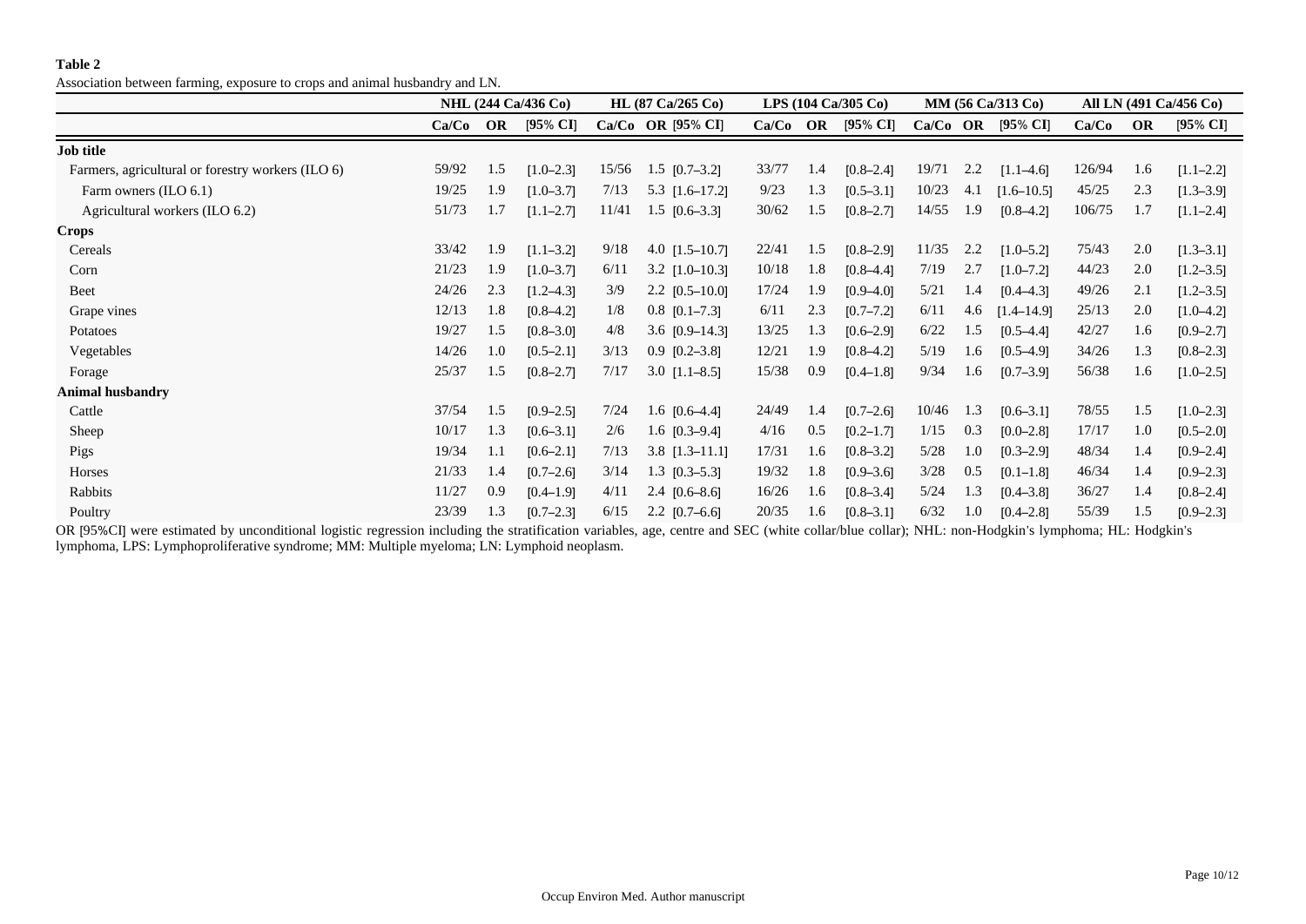**Table 2**

Association between farming, exposure to crops and animal husbandry and LN.

| | NHL (244 Ca/436 Co) | | | HL (87 Ca/265 Co) | | | LPS (104 Ca/305 Co) | | | MM (56 Ca/313 Co) | | | All LN (491 Ca/456 Co) | | |
|---|---|---|---|---|---|---|---|---|---|---|---|---|---|---|---|
| | Ca/Co | OR | [95% CI] | Ca/Co | OR | [95% CI] | Ca/Co | OR | [95% CI] | Ca/Co | OR | [95% CI] | Ca/Co | OR | [95% CI] |
| **Job title** | | | | | | | | | | | | | | | |
| Farmers, agricultural or forestry workers (ILO 6) | 59/92 | 1.5 | [1.0–2.3] | 15/56 | 1.5 | [0.7–3.2] | 33/77 | 1.4 | [0.8–2.4] | 19/71 | 2.2 | [1.1–4.6] | 126/94 | 1.6 | [1.1–2.2] |
| Farm owners (ILO 6.1) | 19/25 | 1.9 | [1.0–3.7] | 7/13 | 5.3 | [1.6–17.2] | 9/23 | 1.3 | [0.5–3.1] | 10/23 | 4.1 | [1.6–10.5] | 45/25 | 2.3 | [1.3–3.9] |
| Agricultural workers (ILO 6.2) | 51/73 | 1.7 | [1.1–2.7] | 11/41 | 1.5 | [0.6–3.3] | 30/62 | 1.5 | [0.8–2.7] | 14/55 | 1.9 | [0.8–4.2] | 106/75 | 1.7 | [1.1–2.4] |
| **Crops** | | | | | | | | | | | | | | | |
| Cereals | 33/42 | 1.9 | [1.1–3.2] | 9/18 | 4.0 | [1.5–10.7] | 22/41 | 1.5 | [0.8–2.9] | 11/35 | 2.2 | [1.0–5.2] | 75/43 | 2.0 | [1.3–3.1] |
| Corn | 21/23 | 1.9 | [1.0–3.7] | 6/11 | 3.2 | [1.0–10.3] | 10/18 | 1.8 | [0.8–4.4] | 7/19 | 2.7 | [1.0–7.2] | 44/23 | 2.0 | [1.2–3.5] |
| Beet | 24/26 | 2.3 | [1.2–4.3] | 3/9 | 2.2 | [0.5–10.0] | 17/24 | 1.9 | [0.9–4.0] | 5/21 | 1.4 | [0.4–4.3] | 49/26 | 2.1 | [1.2–3.5] |
| Grape vines | 12/13 | 1.8 | [0.8–4.2] | 1/8 | 0.8 | [0.1–7.3] | 6/11 | 2.3 | [0.7–7.2] | 6/11 | 4.6 | [1.4–14.9] | 25/13 | 2.0 | [1.0–4.2] |
| Potatoes | 19/27 | 1.5 | [0.8–3.0] | 4/8 | 3.6 | [0.9–14.3] | 13/25 | 1.3 | [0.6–2.9] | 6/22 | 1.5 | [0.5–4.4] | 42/27 | 1.6 | [0.9–2.7] |
| Vegetables | 14/26 | 1.0 | [0.5–2.1] | 3/13 | 0.9 | [0.2–3.8] | 12/21 | 1.9 | [0.8–4.2] | 5/19 | 1.6 | [0.5–4.9] | 34/26 | 1.3 | [0.8–2.3] |
| Forage | 25/37 | 1.5 | [0.8–2.7] | 7/17 | 3.0 | [1.1–8.5] | 15/38 | 0.9 | [0.4–1.8] | 9/34 | 1.6 | [0.7–3.9] | 56/38 | 1.6 | [1.0–2.5] |
| **Animal husbandry** | | | | | | | | | | | | | | | |
| Cattle | 37/54 | 1.5 | [0.9–2.5] | 7/24 | 1.6 | [0.6–4.4] | 24/49 | 1.4 | [0.7–2.6] | 10/46 | 1.3 | [0.6–3.1] | 78/55 | 1.5 | [1.0–2.3] |
| Sheep | 10/17 | 1.3 | [0.6–3.1] | 2/6 | 1.6 | [0.3–9.4] | 4/16 | 0.5 | [0.2–1.7] | 1/15 | 0.3 | [0.0–2.8] | 17/17 | 1.0 | [0.5–2.0] |
| Pigs | 19/34 | 1.1 | [0.6–2.1] | 7/13 | 3.8 | [1.3–11.1] | 17/31 | 1.6 | [0.8–3.2] | 5/28 | 1.0 | [0.3–2.9] | 48/34 | 1.4 | [0.9–2.4] |
| Horses | 21/33 | 1.4 | [0.7–2.6] | 3/14 | 1.3 | [0.3–5.3] | 19/32 | 1.8 | [0.9–3.6] | 3/28 | 0.5 | [0.1–1.8] | 46/34 | 1.4 | [0.9–2.3] |
| Rabbits | 11/27 | 0.9 | [0.4–1.9] | 4/11 | 2.4 | [0.6–8.6] | 16/26 | 1.6 | [0.8–3.4] | 5/24 | 1.3 | [0.4–3.8] | 36/27 | 1.4 | [0.8–2.4] |
| Poultry | 23/39 | 1.3 | [0.7–2.3] | 6/15 | 2.2 | [0.7–6.6] | 20/35 | 1.6 | [0.8–3.1] | 6/32 | 1.0 | [0.4–2.8] | 55/39 | 1.5 | [0.9–2.3] |

OR [95%CI] were estimated by unconditional logistic regression including the stratification variables, age, centre and SEC (white collar/blue collar); NHL: non-Hodgkin's lymphoma; HL: Hodgkin's lymphoma, LPS: Lymphoproliferative syndrome; MM: Multiple myeloma; LN: Lymphoid neoplasm.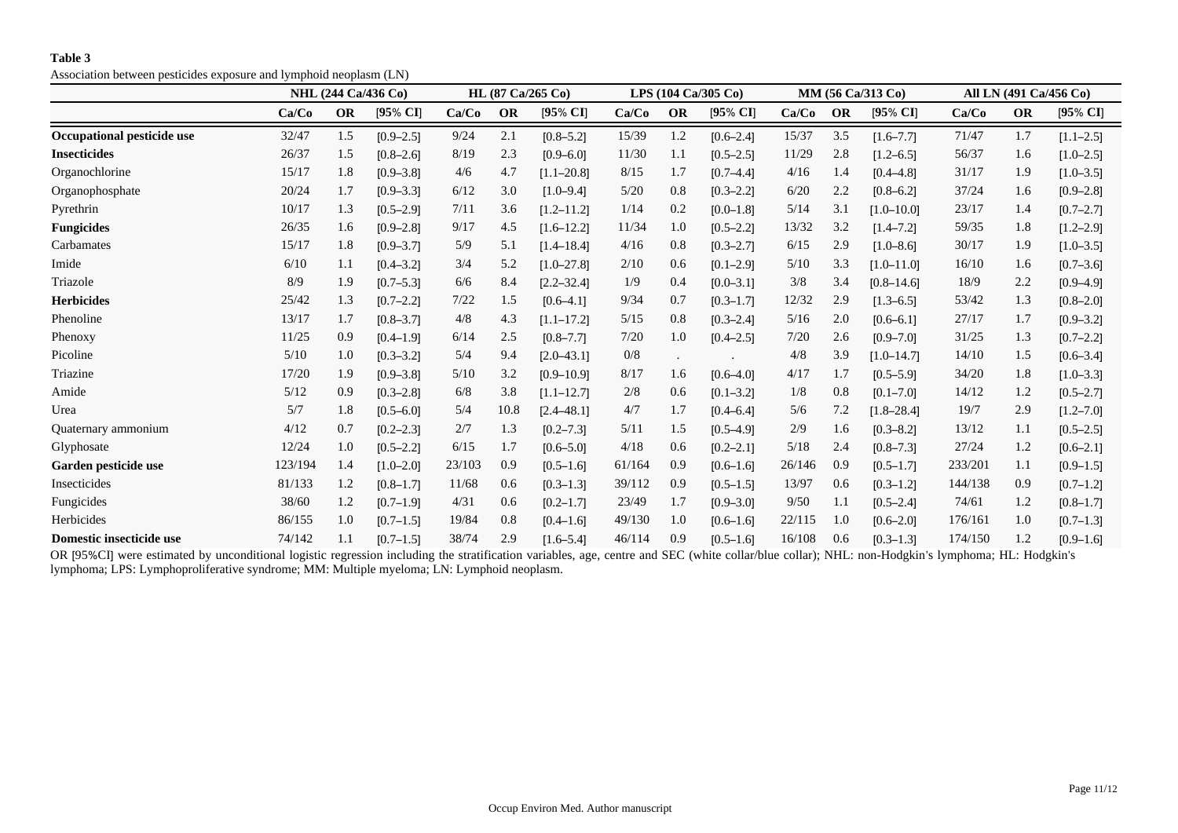**Table 3**

Association between pesticides exposure and lymphoid neoplasm (LN)

| | NHL (244 Ca/436 Co) | | | HL (87 Ca/265 Co) | | | LPS (104 Ca/305 Co) | | | MM (56 Ca/313 Co) | | | All LN (491 Ca/456 Co) | | |
|---|---|---|---|---|---|---|---|---|---|---|---|---|---|---|---|
| | Ca/Co | OR | [95% CI] | Ca/Co | OR | [95% CI] | Ca/Co | OR | [95% CI] | Ca/Co | OR | [95% CI] | Ca/Co | OR | [95% CI] |
| **Occupational pesticide use** | 32/47 | 1.5 | [0.9–2.5] | 9/24 | 2.1 | [0.8–5.2] | 15/39 | 1.2 | [0.6–2.4] | 15/37 | 3.5 | [1.6–7.7] | 71/47 | 1.7 | [1.1–2.5] |
| **Insecticides** | 26/37 | 1.5 | [0.8–2.6] | 8/19 | 2.3 | [0.9–6.0] | 11/30 | 1.1 | [0.5–2.5] | 11/29 | 2.8 | [1.2–6.5] | 56/37 | 1.6 | [1.0–2.5] |
| Organochlorine | 15/17 | 1.8 | [0.9–3.8] | 4/6 | 4.7 | [1.1–20.8] | 8/15 | 1.7 | [0.7–4.4] | 4/16 | 1.4 | [0.4–4.8] | 31/17 | 1.9 | [1.0–3.5] |
| Organophosphate | 20/24 | 1.7 | [0.9–3.3] | 6/12 | 3.0 | [1.0–9.4] | 5/20 | 0.8 | [0.3–2.2] | 6/20 | 2.2 | [0.8–6.2] | 37/24 | 1.6 | [0.9–2.8] |
| Pyrethrin | 10/17 | 1.3 | [0.5–2.9] | 7/11 | 3.6 | [1.2–11.2] | 1/14 | 0.2 | [0.0–1.8] | 5/14 | 3.1 | [1.0–10.0] | 23/17 | 1.4 | [0.7–2.7] |
| **Fungicides** | 26/35 | 1.6 | [0.9–2.8] | 9/17 | 4.5 | [1.6–12.2] | 11/34 | 1.0 | [0.5–2.2] | 13/32 | 3.2 | [1.4–7.2] | 59/35 | 1.8 | [1.2–2.9] |
| Carbamates | 15/17 | 1.8 | [0.9–3.7] | 5/9 | 5.1 | [1.4–18.4] | 4/16 | 0.8 | [0.3–2.7] | 6/15 | 2.9 | [1.0–8.6] | 30/17 | 1.9 | [1.0–3.5] |
| Imide | 6/10 | 1.1 | [0.4–3.2] | 3/4 | 5.2 | [1.0–27.8] | 2/10 | 0.6 | [0.1–2.9] | 5/10 | 3.3 | [1.0–11.0] | 16/10 | 1.6 | [0.7–3.6] |
| Triazole | 8/9 | 1.9 | [0.7–5.3] | 6/6 | 8.4 | [2.2–32.4] | 1/9 | 0.4 | [0.0–3.1] | 3/8 | 3.4 | [0.8–14.6] | 18/9 | 2.2 | [0.9–4.9] |
| **Herbicides** | 25/42 | 1.3 | [0.7–2.2] | 7/22 | 1.5 | [0.6–4.1] | 9/34 | 0.7 | [0.3–1.7] | 12/32 | 2.9 | [1.3–6.5] | 53/42 | 1.3 | [0.8–2.0] |
| Phenoline | 13/17 | 1.7 | [0.8–3.7] | 4/8 | 4.3 | [1.1–17.2] | 5/15 | 0.8 | [0.3–2.4] | 5/16 | 2.0 | [0.6–6.1] | 27/17 | 1.7 | [0.9–3.2] |
| Phenoxy | 11/25 | 0.9 | [0.4–1.9] | 6/14 | 2.5 | [0.8–7.7] | 7/20 | 1.0 | [0.4–2.5] | 7/20 | 2.6 | [0.9–7.0] | 31/25 | 1.3 | [0.7–2.2] |
| Picoline | 5/10 | 1.0 | [0.3–3.2] | 5/4 | 9.4 | [2.0–43.1] | 0/8 | . | . | 4/8 | 3.9 | [1.0–14.7] | 14/10 | 1.5 | [0.6–3.4] |
| Triazine | 17/20 | 1.9 | [0.9–3.8] | 5/10 | 3.2 | [0.9–10.9] | 8/17 | 1.6 | [0.6–4.0] | 4/17 | 1.7 | [0.5–5.9] | 34/20 | 1.8 | [1.0–3.3] |
| Amide | 5/12 | 0.9 | [0.3–2.8] | 6/8 | 3.8 | [1.1–12.7] | 2/8 | 0.6 | [0.1–3.2] | 1/8 | 0.8 | [0.1–7.0] | 14/12 | 1.2 | [0.5–2.7] |
| Urea | 5/7 | 1.8 | [0.5–6.0] | 5/4 | 10.8 | [2.4–48.1] | 4/7 | 1.7 | [0.4–6.4] | 5/6 | 7.2 | [1.8–28.4] | 19/7 | 2.9 | [1.2–7.0] |
| Quaternary ammonium | 4/12 | 0.7 | [0.2–2.3] | 2/7 | 1.3 | [0.2–7.3] | 5/11 | 1.5 | [0.5–4.9] | 2/9 | 1.6 | [0.3–8.2] | 13/12 | 1.1 | [0.5–2.5] |
| Glyphosate | 12/24 | 1.0 | [0.5–2.2] | 6/15 | 1.7 | [0.6–5.0] | 4/18 | 0.6 | [0.2–2.1] | 5/18 | 2.4 | [0.8–7.3] | 27/24 | 1.2 | [0.6–2.1] |
| **Garden pesticide use** | 123/194 | 1.4 | [1.0–2.0] | 23/103 | 0.9 | [0.5–1.6] | 61/164 | 0.9 | [0.6–1.6] | 26/146 | 0.9 | [0.5–1.7] | 233/201 | 1.1 | [0.9–1.5] |
| Insecticides | 81/133 | 1.2 | [0.8–1.7] | 11/68 | 0.6 | [0.3–1.3] | 39/112 | 0.9 | [0.5–1.5] | 13/97 | 0.6 | [0.3–1.2] | 144/138 | 0.9 | [0.7–1.2] |
| Fungicides | 38/60 | 1.2 | [0.7–1.9] | 4/31 | 0.6 | [0.2–1.7] | 23/49 | 1.7 | [0.9–3.0] | 9/50 | 1.1 | [0.5–2.4] | 74/61 | 1.2 | [0.8–1.7] |
| Herbicides | 86/155 | 1.0 | [0.7–1.5] | 19/84 | 0.8 | [0.4–1.6] | 49/130 | 1.0 | [0.6–1.6] | 22/115 | 1.0 | [0.6–2.0] | 176/161 | 1.0 | [0.7–1.3] |
| **Domestic insecticide use** | 74/142 | 1.1 | [0.7–1.5] | 38/74 | 2.9 | [1.6–5.4] | 46/114 | 0.9 | [0.5–1.6] | 16/108 | 0.6 | [0.3–1.3] | 174/150 | 1.2 | [0.9–1.6] |

OR [95%CI] were estimated by unconditional logistic regression including the stratification variables, age, centre and SEC (white collar/blue collar); NHL: non-Hodgkin's lymphoma; HL: Hodgkin's lymphoma; LPS: Lymphoproliferative syndrome; MM: Multiple myeloma; LN: Lymphoid neoplasm.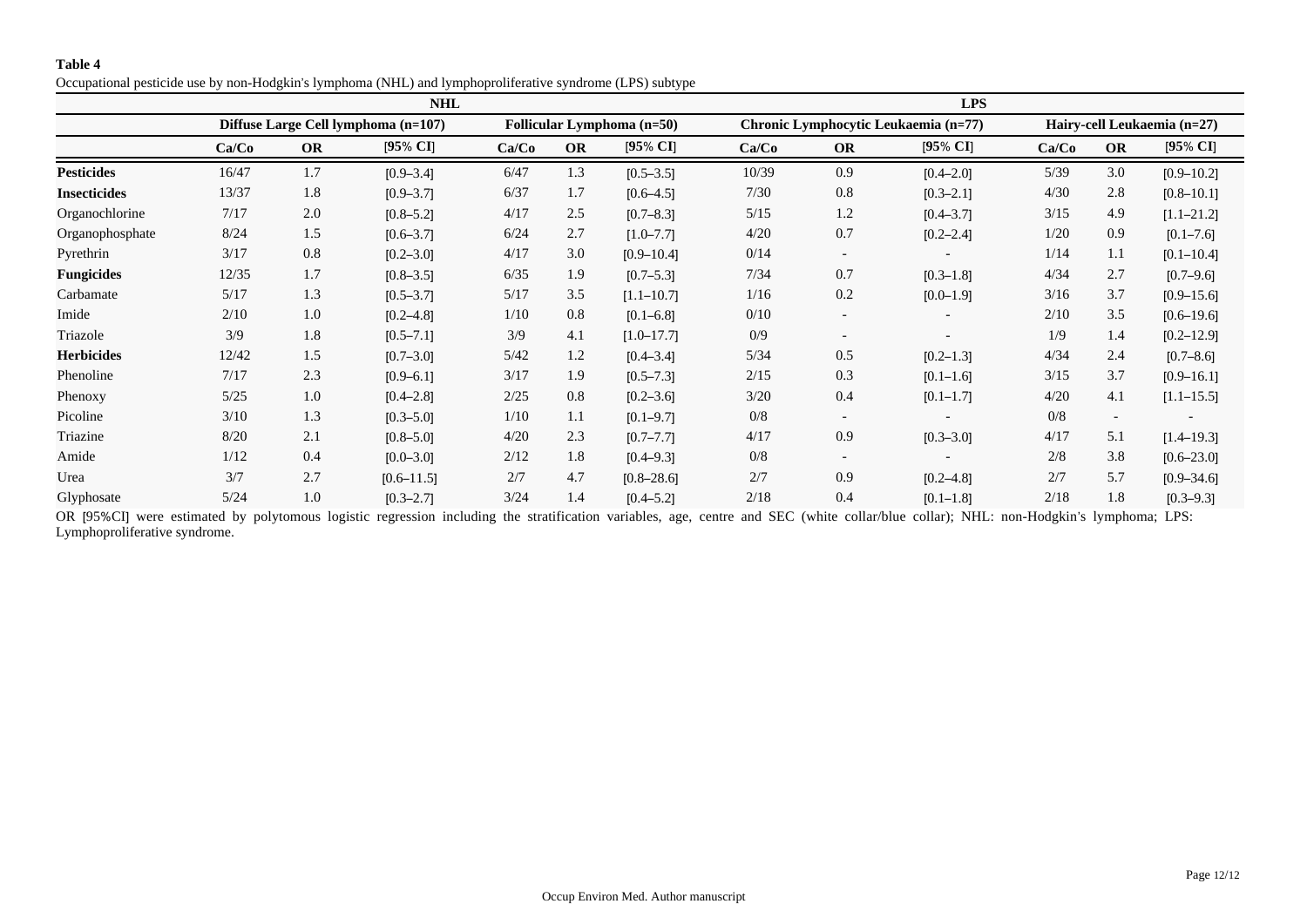**Table 4**

Occupational pesticide use by non-Hodgkin's lymphoma (NHL) and lymphoproliferative syndrome (LPS) subtype

| | NHL | | | | | | LPS | | | | | |
|---|---|---|---|---|---|---|---|---|---|---|---|---|
| | Diffuse Large Cell lymphoma (n=107) | | | Follicular Lymphoma (n=50) | | | Chronic Lymphocytic Leukaemia (n=77) | | | Hairy-cell Leukaemia (n=27) | | |
| | Ca/Co | OR | [95% CI] | Ca/Co | OR | [95% CI] | Ca/Co | OR | [95% CI] | Ca/Co | OR | [95% CI] |
| **Pesticides** | 16/47 | 1.7 | [0.9–3.4] | 6/47 | 1.3 | [0.5–3.5] | 10/39 | 0.9 | [0.4–2.0] | 5/39 | 3.0 | [0.9–10.2] |
| **Insecticides** | 13/37 | 1.8 | [0.9–3.7] | 6/37 | 1.7 | [0.6–4.5] | 7/30 | 0.8 | [0.3–2.1] | 4/30 | 2.8 | [0.8–10.1] |
| Organochlorine | 7/17 | 2.0 | [0.8–5.2] | 4/17 | 2.5 | [0.7–8.3] | 5/15 | 1.2 | [0.4–3.7] | 3/15 | 4.9 | [1.1–21.2] |
| Organophosphate | 8/24 | 1.5 | [0.6–3.7] | 6/24 | 2.7 | [1.0–7.7] | 4/20 | 0.7 | [0.2–2.4] | 1/20 | 0.9 | [0.1–7.6] |
| Pyrethrin | 3/17 | 0.8 | [0.2–3.0] | 4/17 | 3.0 | [0.9–10.4] | 0/14 | - | - | 1/14 | 1.1 | [0.1–10.4] |
| **Fungicides** | 12/35 | 1.7 | [0.8–3.5] | 6/35 | 1.9 | [0.7–5.3] | 7/34 | 0.7 | [0.3–1.8] | 4/34 | 2.7 | [0.7–9.6] |
| Carbamate | 5/17 | 1.3 | [0.5–3.7] | 5/17 | 3.5 | [1.1–10.7] | 1/16 | 0.2 | [0.0–1.9] | 3/16 | 3.7 | [0.9–15.6] |
| Imide | 2/10 | 1.0 | [0.2–4.8] | 1/10 | 0.8 | [0.1–6.8] | 0/10 | - | - | 2/10 | 3.5 | [0.6–19.6] |
| Triazole | 3/9 | 1.8 | [0.5–7.1] | 3/9 | 4.1 | [1.0–17.7] | 0/9 | - | - | 1/9 | 1.4 | [0.2–12.9] |
| **Herbicides** | 12/42 | 1.5 | [0.7–3.0] | 5/42 | 1.2 | [0.4–3.4] | 5/34 | 0.5 | [0.2–1.3] | 4/34 | 2.4 | [0.7–8.6] |
| Phenoline | 7/17 | 2.3 | [0.9–6.1] | 3/17 | 1.9 | [0.5–7.3] | 2/15 | 0.3 | [0.1–1.6] | 3/15 | 3.7 | [0.9–16.1] |
| Phenoxy | 5/25 | 1.0 | [0.4–2.8] | 2/25 | 0.8 | [0.2–3.6] | 3/20 | 0.4 | [0.1–1.7] | 4/20 | 4.1 | [1.1–15.5] |
| Picoline | 3/10 | 1.3 | [0.3–5.0] | 1/10 | 1.1 | [0.1–9.7] | 0/8 | - | - | 0/8 | - | - |
| Triazine | 8/20 | 2.1 | [0.8–5.0] | 4/20 | 2.3 | [0.7–7.7] | 4/17 | 0.9 | [0.3–3.0] | 4/17 | 5.1 | [1.4–19.3] |
| Amide | 1/12 | 0.4 | [0.0–3.0] | 2/12 | 1.8 | [0.4–9.3] | 0/8 | - | - | 2/8 | 3.8 | [0.6–23.0] |
| Urea | 3/7 | 2.7 | [0.6–11.5] | 2/7 | 4.7 | [0.8–28.6] | 2/7 | 0.9 | [0.2–4.8] | 2/7 | 5.7 | [0.9–34.6] |
| Glyphosate | 5/24 | 1.0 | [0.3–2.7] | 3/24 | 1.4 | [0.4–5.2] | 2/18 | 0.4 | [0.1–1.8] | 2/18 | 1.8 | [0.3–9.3] |

OR [95%CI] were estimated by polytomous logistic regression including the stratification variables, age, centre and SEC (white collar/blue collar); NHL: non-Hodgkin's lymphoma; LPS: Lymphoproliferative syndrome.